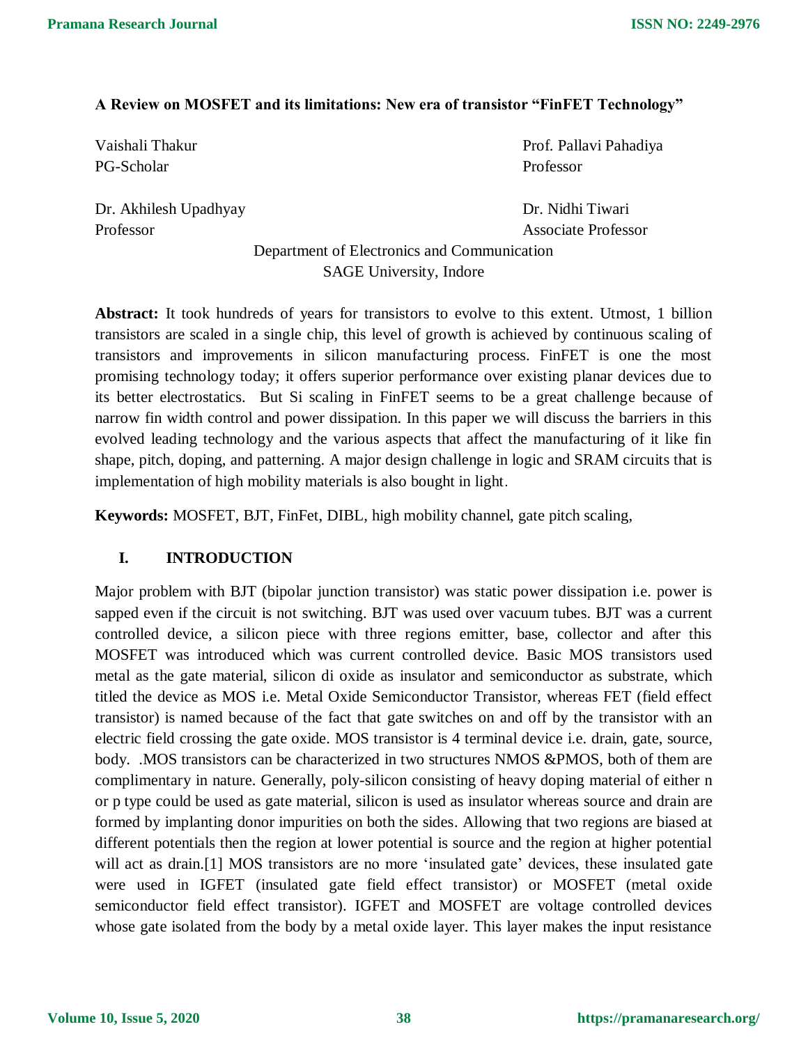**A Review on MOSFET and its limitations: New era of transistor "FinFET Technology"**

Vaishali Thakur
PG-Scholar

Prof. Pallavi Pahadiya
Professor

Dr. Akhilesh Upadhyay
Professor

Dr. Nidhi Tiwari
Associate Professor

Department of Electronics and Communication
SAGE University, Indore

**Abstract:** It took hundreds of years for transistors to evolve to this extent. Utmost, 1 billion transistors are scaled in a single chip, this level of growth is achieved by continuous scaling of transistors and improvements in silicon manufacturing process. FinFET is one the most promising technology today; it offers superior performance over existing planar devices due to its better electrostatics. But Si scaling in FinFET seems to be a great challenge because of narrow fin width control and power dissipation. In this paper we will discuss the barriers in this evolved leading technology and the various aspects that affect the manufacturing of it like fin shape, pitch, doping, and patterning. A major design challenge in logic and SRAM circuits that is implementation of high mobility materials is also bought in light.

**Keywords:** MOSFET, BJT, FinFet, DIBL, high mobility channel, gate pitch scaling,

## I. INTRODUCTION

Major problem with BJT (bipolar junction transistor) was static power dissipation i.e. power is sapped even if the circuit is not switching. BJT was used over vacuum tubes. BJT was a current controlled device, a silicon piece with three regions emitter, base, collector and after this MOSFET was introduced which was current controlled device. Basic MOS transistors used metal as the gate material, silicon di oxide as insulator and semiconductor as substrate, which titled the device as MOS i.e. Metal Oxide Semiconductor Transistor, whereas FET (field effect transistor) is named because of the fact that gate switches on and off by the transistor with an electric field crossing the gate oxide. MOS transistor is 4 terminal device i.e. drain, gate, source, body. .MOS transistors can be characterized in two structures NMOS &PMOS, both of them are complimentary in nature. Generally, poly-silicon consisting of heavy doping material of either n or p type could be used as gate material, silicon is used as insulator whereas source and drain are formed by implanting donor impurities on both the sides. Allowing that two regions are biased at different potentials then the region at lower potential is source and the region at higher potential will act as drain.[1] MOS transistors are no more 'insulated gate' devices, these insulated gate were used in IGFET (insulated gate field effect transistor) or MOSFET (metal oxide semiconductor field effect transistor). IGFET and MOSFET are voltage controlled devices whose gate isolated from the body by a metal oxide layer. This layer makes the input resistance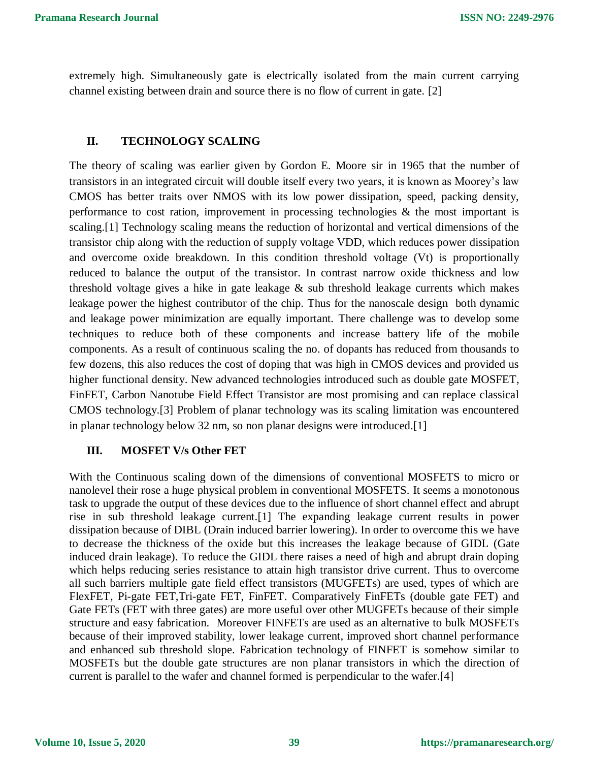extremely high. Simultaneously gate is electrically isolated from the main current carrying channel existing between drain and source there is no flow of current in gate. [2]

## II. TECHNOLOGY SCALING

The theory of scaling was earlier given by Gordon E. Moore sir in 1965 that the number of transistors in an integrated circuit will double itself every two years, it is known as Moorey's law CMOS has better traits over NMOS with its low power dissipation, speed, packing density, performance to cost ration, improvement in processing technologies & the most important is scaling.[1] Technology scaling means the reduction of horizontal and vertical dimensions of the transistor chip along with the reduction of supply voltage VDD, which reduces power dissipation and overcome oxide breakdown. In this condition threshold voltage (Vt) is proportionally reduced to balance the output of the transistor. In contrast narrow oxide thickness and low threshold voltage gives a hike in gate leakage & sub threshold leakage currents which makes leakage power the highest contributor of the chip. Thus for the nanoscale design both dynamic and leakage power minimization are equally important. There challenge was to develop some techniques to reduce both of these components and increase battery life of the mobile components. As a result of continuous scaling the no. of dopants has reduced from thousands to few dozens, this also reduces the cost of doping that was high in CMOS devices and provided us higher functional density. New advanced technologies introduced such as double gate MOSFET, FinFET, Carbon Nanotube Field Effect Transistor are most promising and can replace classical CMOS technology.[3] Problem of planar technology was its scaling limitation was encountered in planar technology below 32 nm, so non planar designs were introduced.[1]

## III. MOSFET V/s Other FET

With the Continuous scaling down of the dimensions of conventional MOSFETS to micro or nanolevel their rose a huge physical problem in conventional MOSFETS. It seems a monotonous task to upgrade the output of these devices due to the influence of short channel effect and abrupt rise in sub threshold leakage current.[1] The expanding leakage current results in power dissipation because of DIBL (Drain induced barrier lowering). In order to overcome this we have to decrease the thickness of the oxide but this increases the leakage because of GIDL (Gate induced drain leakage). To reduce the GIDL there raises a need of high and abrupt drain doping which helps reducing series resistance to attain high transistor drive current. Thus to overcome all such barriers multiple gate field effect transistors (MUGFETs) are used, types of which are FlexFET, Pi-gate FET,Tri-gate FET, FinFET. Comparatively FinFETs (double gate FET) and Gate FETs (FET with three gates) are more useful over other MUGFETs because of their simple structure and easy fabrication. Moreover FINFETs are used as an alternative to bulk MOSFETs because of their improved stability, lower leakage current, improved short channel performance and enhanced sub threshold slope. Fabrication technology of FINFET is somehow similar to MOSFETs but the double gate structures are non planar transistors in which the direction of current is parallel to the wafer and channel formed is perpendicular to the wafer.[4]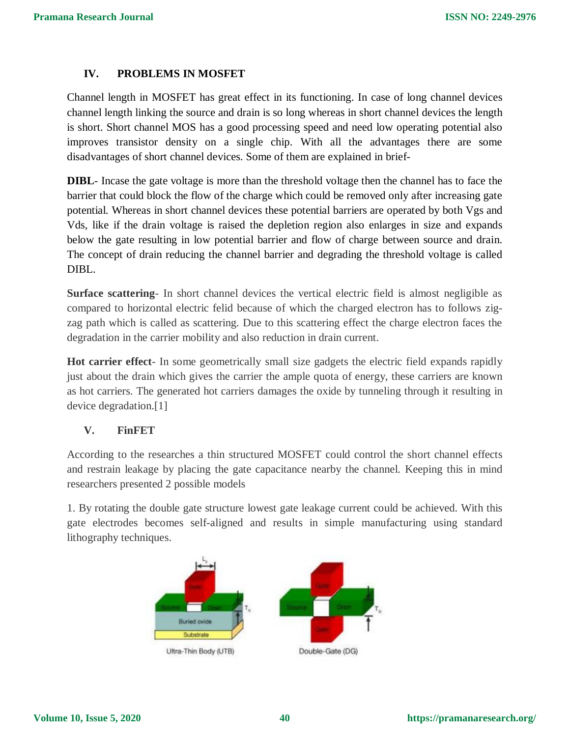## IV. PROBLEMS IN MOSFET

Channel length in MOSFET has great effect in its functioning. In case of long channel devices channel length linking the source and drain is so long whereas in short channel devices the length is short. Short channel MOS has a good processing speed and need low operating potential also improves transistor density on a single chip. With all the advantages there are some disadvantages of short channel devices. Some of them are explained in brief-

**DIBL**- Incase the gate voltage is more than the threshold voltage then the channel has to face the barrier that could block the flow of the charge which could be removed only after increasing gate potential. Whereas in short channel devices these potential barriers are operated by both Vgs and Vds, like if the drain voltage is raised the depletion region also enlarges in size and expands below the gate resulting in low potential barrier and flow of charge between source and drain. The concept of drain reducing the channel barrier and degrading the threshold voltage is called DIBL.

**Surface scattering**- In short channel devices the vertical electric field is almost negligible as compared to horizontal electric felid because of which the charged electron has to follows zig-zag path which is called as scattering. Due to this scattering effect the charge electron faces the degradation in the carrier mobility and also reduction in drain current.

**Hot carrier effect**- In some geometrically small size gadgets the electric field expands rapidly just about the drain which gives the carrier the ample quota of energy, these carriers are known as hot carriers. The generated hot carriers damages the oxide by tunneling through it resulting in device degradation.[1]

## V. FinFET

According to the researches a thin structured MOSFET could control the short channel effects and restrain leakage by placing the gate capacitance nearby the channel. Keeping this in mind researchers presented 2 possible models

1. By rotating the double gate structure lowest gate leakage current could be achieved. With this gate electrodes becomes self-aligned and results in simple manufacturing using standard lithography techniques.

Ultra-Thin Body (UTB)    Double-Gate (DG)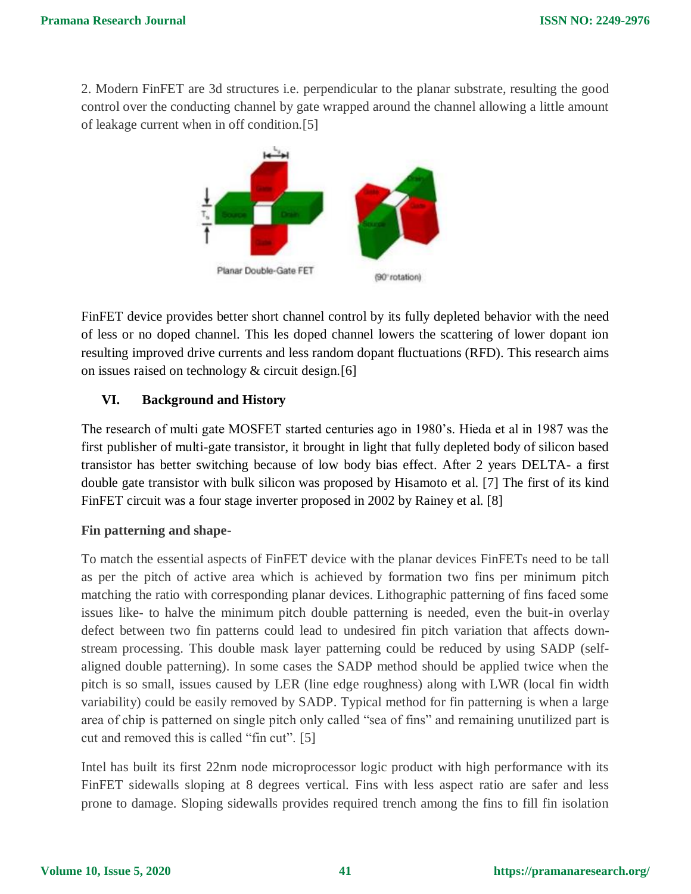2. Modern FinFET are 3d structures i.e. perpendicular to the planar substrate, resulting the good control over the conducting channel by gate wrapped around the channel allowing a little amount of leakage current when in off condition.[5]

Planar Double-Gate FET

(90° rotation)

FinFET device provides better short channel control by its fully depleted behavior with the need of less or no doped channel. This les doped channel lowers the scattering of lower dopant ion resulting improved drive currents and less random dopant fluctuations (RFD). This research aims on issues raised on technology & circuit design.[6]

## VI. Background and History

The research of multi gate MOSFET started centuries ago in 1980's. Hieda et al in 1987 was the first publisher of multi-gate transistor, it brought in light that fully depleted body of silicon based transistor has better switching because of low body bias effect. After 2 years DELTA- a first double gate transistor with bulk silicon was proposed by Hisamoto et al. [7] The first of its kind FinFET circuit was a four stage inverter proposed in 2002 by Rainey et al. [8]

**Fin patterning and shape-**

To match the essential aspects of FinFET device with the planar devices FinFETs need to be tall as per the pitch of active area which is achieved by formation two fins per minimum pitch matching the ratio with corresponding planar devices. Lithographic patterning of fins faced some issues like- to halve the minimum pitch double patterning is needed, even the buit-in overlay defect between two fin patterns could lead to undesired fin pitch variation that affects down-stream processing. This double mask layer patterning could be reduced by using SADP (self-aligned double patterning). In some cases the SADP method should be applied twice when the pitch is so small, issues caused by LER (line edge roughness) along with LWR (local fin width variability) could be easily removed by SADP. Typical method for fin patterning is when a large area of chip is patterned on single pitch only called "sea of fins" and remaining unutilized part is cut and removed this is called "fin cut". [5]

Intel has built its first 22nm node microprocessor logic product with high performance with its FinFET sidewalls sloping at 8 degrees vertical. Fins with less aspect ratio are safer and less prone to damage. Sloping sidewalls provides required trench among the fins to fill fin isolation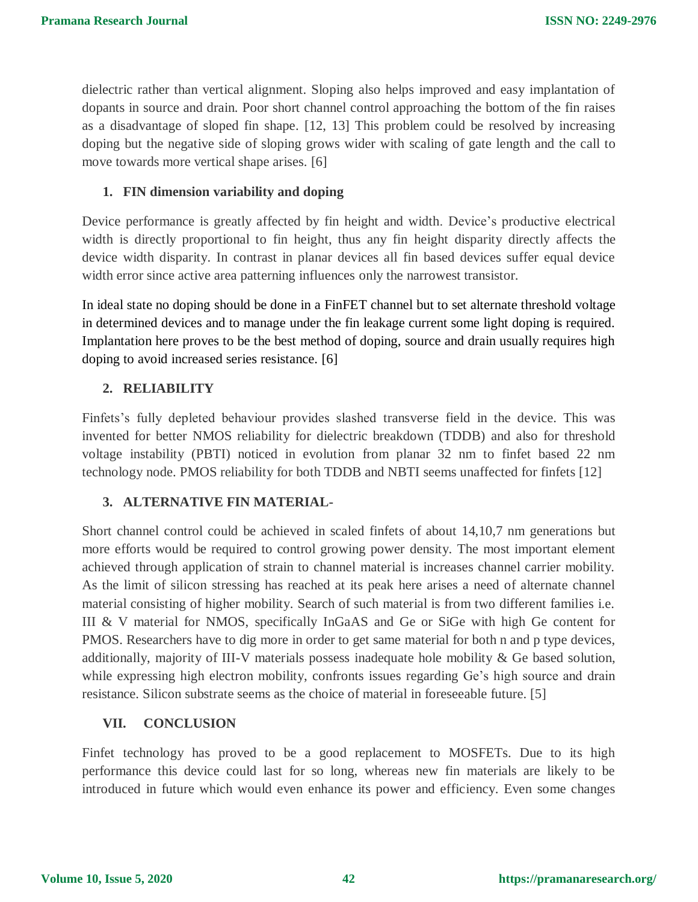dielectric rather than vertical alignment. Sloping also helps improved and easy implantation of dopants in source and drain. Poor short channel control approaching the bottom of the fin raises as a disadvantage of sloped fin shape. [12, 13] This problem could be resolved by increasing doping but the negative side of sloping grows wider with scaling of gate length and the call to move towards more vertical shape arises. [6]

### 1. FIN dimension variability and doping

Device performance is greatly affected by fin height and width. Device's productive electrical width is directly proportional to fin height, thus any fin height disparity directly affects the device width disparity. In contrast in planar devices all fin based devices suffer equal device width error since active area patterning influences only the narrowest transistor.

In ideal state no doping should be done in a FinFET channel but to set alternate threshold voltage in determined devices and to manage under the fin leakage current some light doping is required. Implantation here proves to be the best method of doping, source and drain usually requires high doping to avoid increased series resistance. [6]

### 2. RELIABILITY

Finfets's fully depleted behaviour provides slashed transverse field in the device. This was invented for better NMOS reliability for dielectric breakdown (TDDB) and also for threshold voltage instability (PBTI) noticed in evolution from planar 32 nm to finfet based 22 nm technology node. PMOS reliability for both TDDB and NBTI seems unaffected for finfets [12]

### 3. ALTERNATIVE FIN MATERIAL-

Short channel control could be achieved in scaled finfets of about 14,10,7 nm generations but more efforts would be required to control growing power density. The most important element achieved through application of strain to channel material is increases channel carrier mobility. As the limit of silicon stressing has reached at its peak here arises a need of alternate channel material consisting of higher mobility. Search of such material is from two different families i.e. III & V material for NMOS, specifically InGaAS and Ge or SiGe with high Ge content for PMOS. Researchers have to dig more in order to get same material for both n and p type devices, additionally, majority of III-V materials possess inadequate hole mobility & Ge based solution, while expressing high electron mobility, confronts issues regarding Ge's high source and drain resistance. Silicon substrate seems as the choice of material in foreseeable future. [5]

## VII. CONCLUSION

Finfet technology has proved to be a good replacement to MOSFETs. Due to its high performance this device could last for so long, whereas new fin materials are likely to be introduced in future which would even enhance its power and efficiency. Even some changes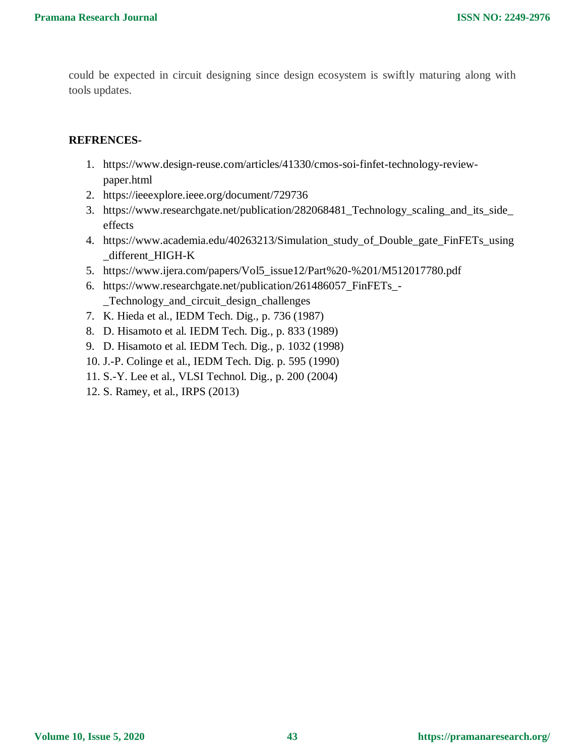could be expected in circuit designing since design ecosystem is swiftly maturing along with tools updates.

**REFRENCES-**

1. https://www.design-reuse.com/articles/41330/cmos-soi-finfet-technology-review-paper.html
2. https://ieeexplore.ieee.org/document/729736
3. https://www.researchgate.net/publication/282068481_Technology_scaling_and_its_side_effects
4. https://www.academia.edu/40263213/Simulation_study_of_Double_gate_FinFETs_using_different_HIGH-K
5. https://www.ijera.com/papers/Vol5_issue12/Part%20-%201/M512017780.pdf
6. https://www.researchgate.net/publication/261486057_FinFETs_-_Technology_and_circuit_design_challenges
7. K. Hieda et al., IEDM Tech. Dig., p. 736 (1987)
8. D. Hisamoto et al. IEDM Tech. Dig., p. 833 (1989)
9. D. Hisamoto et al. IEDM Tech. Dig., p. 1032 (1998)
10. J.-P. Colinge et al., IEDM Tech. Dig. p. 595 (1990)
11. S.-Y. Lee et al., VLSI Technol. Dig., p. 200 (2004)
12. S. Ramey, et al., IRPS (2013)